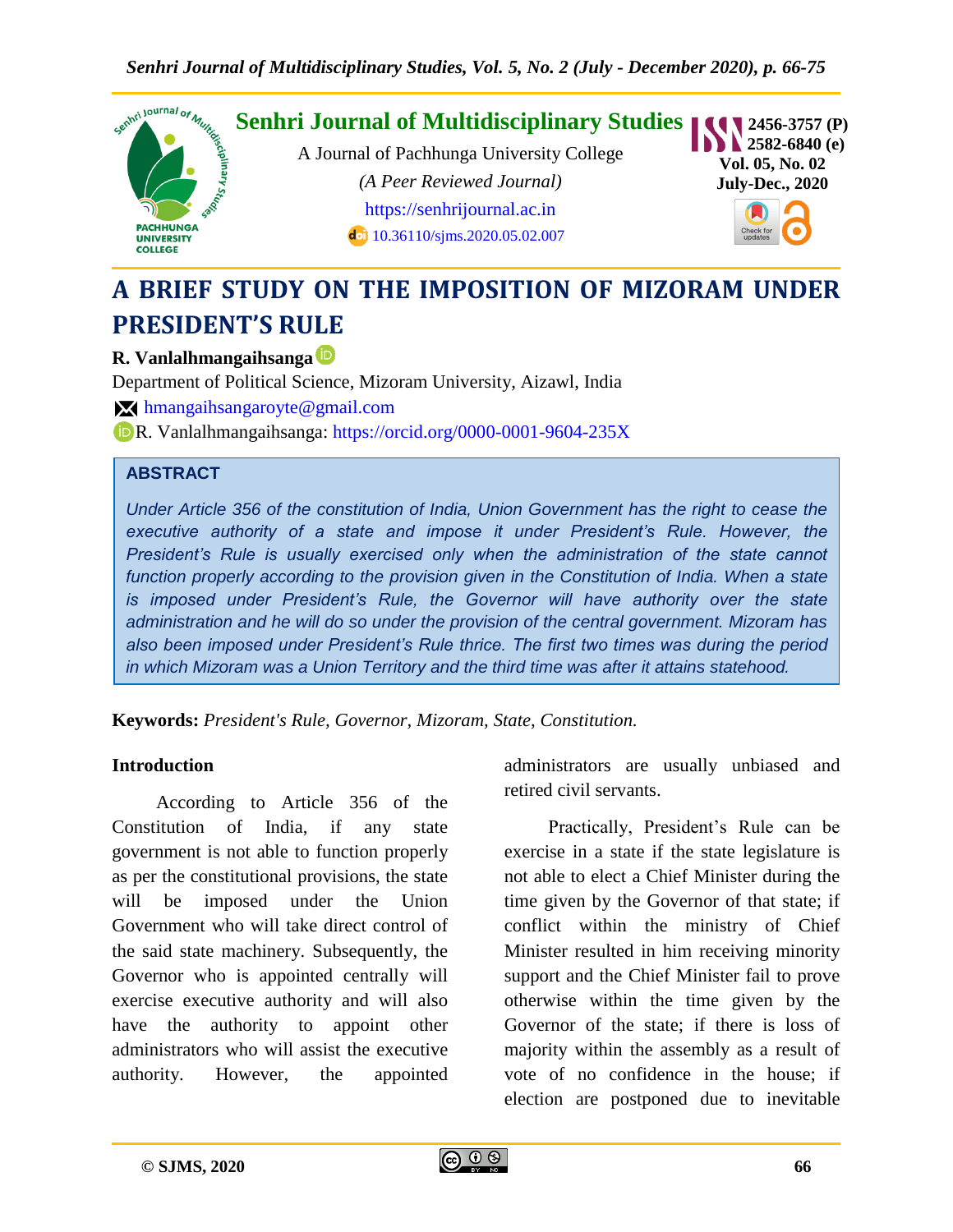Senhri Journal of Multidisciplinary Studies

A Journal of Pachhunga University College

*(A Peer Reviewed Journal)*

https://senhrijournal.ac.in

10.36110/sjms.2020.05.02.007

ISSN 2456-3757 (P) 2582-6840 (e)

# A BRIEF STUDY ON THE IMPOSITION OF MIZORAM UNDER PRESIDENT'S RULE

**R. Vanlalhmangaihsanga**

Department of Political Science, Mizoram University, Aizawl, India

hmangaihsangaroyte@gmail.com

R. Vanlalhmangaihsanga: https://orcid.org/0000-0001-9604-235X

## ABSTRACT

*Under Article 356 of the constitution of India, Union Government has the right to cease the executive authority of a state and impose it under President's Rule. However, the President's Rule is usually exercised only when the administration of the state cannot function properly according to the provision given in the Constitution of India. When a state is imposed under President's Rule, the Governor will have authority over the state administration and he will do so under the provision of the central government. Mizoram has also been imposed under President's Rule thrice. The first two times was during the period in which Mizoram was a Union Territory and the third time was after it attains statehood.*

**Keywords:** *President's Rule, Governor, Mizoram, State, Constitution.*

## Introduction

According to Article 356 of the Constitution of India, if any state government is not able to function properly as per the constitutional provisions, the state will be imposed under the Union Government who will take direct control of the said state machinery. Subsequently, the Governor who is appointed centrally will exercise executive authority and will also have the authority to appoint other administrators who will assist the executive authority. However, the appointed administrators are usually unbiased and retired civil servants.

Practically, President's Rule can be exercise in a state if the state legislature is not able to elect a Chief Minister during the time given by the Governor of that state; if conflict within the ministry of Chief Minister resulted in him receiving minority support and the Chief Minister fail to prove otherwise within the time given by the Governor of the state; if there is loss of majority within the assembly as a result of vote of no confidence in the house; if election are postponed due to inevitable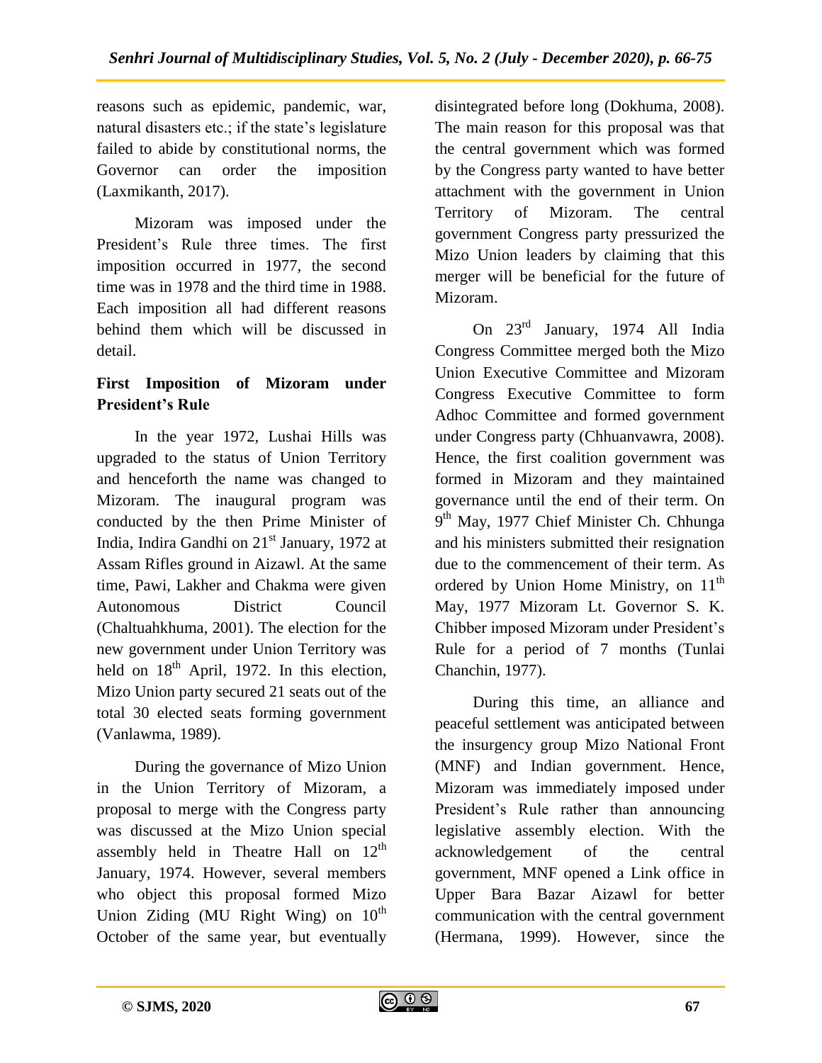reasons such as epidemic, pandemic, war, natural disasters etc.; if the state's legislature failed to abide by constitutional norms, the Governor can order the imposition (Laxmikanth, 2017).

Mizoram was imposed under the President's Rule three times. The first imposition occurred in 1977, the second time was in 1978 and the third time in 1988. Each imposition all had different reasons behind them which will be discussed in detail.

### First Imposition of Mizoram under President's Rule

In the year 1972, Lushai Hills was upgraded to the status of Union Territory and henceforth the name was changed to Mizoram. The inaugural program was conducted by the then Prime Minister of India, Indira Gandhi on 21st January, 1972 at Assam Rifles ground in Aizawl. At the same time, Pawi, Lakher and Chakma were given Autonomous District Council (Chaltuahkhuma, 2001). The election for the new government under Union Territory was held on 18th April, 1972. In this election, Mizo Union party secured 21 seats out of the total 30 elected seats forming government (Vanlawma, 1989).

During the governance of Mizo Union in the Union Territory of Mizoram, a proposal to merge with the Congress party was discussed at the Mizo Union special assembly held in Theatre Hall on 12th January, 1974. However, several members who object this proposal formed Mizo Union Ziding (MU Right Wing) on 10th October of the same year, but eventually disintegrated before long (Dokhuma, 2008). The main reason for this proposal was that the central government which was formed by the Congress party wanted to have better attachment with the government in Union Territory of Mizoram. The central government Congress party pressurized the Mizo Union leaders by claiming that this merger will be beneficial for the future of Mizoram.

On 23rd January, 1974 All India Congress Committee merged both the Mizo Union Executive Committee and Mizoram Congress Executive Committee to form Adhoc Committee and formed government under Congress party (Chhuanvawra, 2008). Hence, the first coalition government was formed in Mizoram and they maintained governance until the end of their term. On 9th May, 1977 Chief Minister Ch. Chhunga and his ministers submitted their resignation due to the commencement of their term. As ordered by Union Home Ministry, on 11th May, 1977 Mizoram Lt. Governor S. K. Chibber imposed Mizoram under President's Rule for a period of 7 months (Tunlai Chanchin, 1977).

During this time, an alliance and peaceful settlement was anticipated between the insurgency group Mizo National Front (MNF) and Indian government. Hence, Mizoram was immediately imposed under President's Rule rather than announcing legislative assembly election. With the acknowledgement of the central government, MNF opened a Link office in Upper Bara Bazar Aizawl for better communication with the central government (Hermana, 1999). However, since the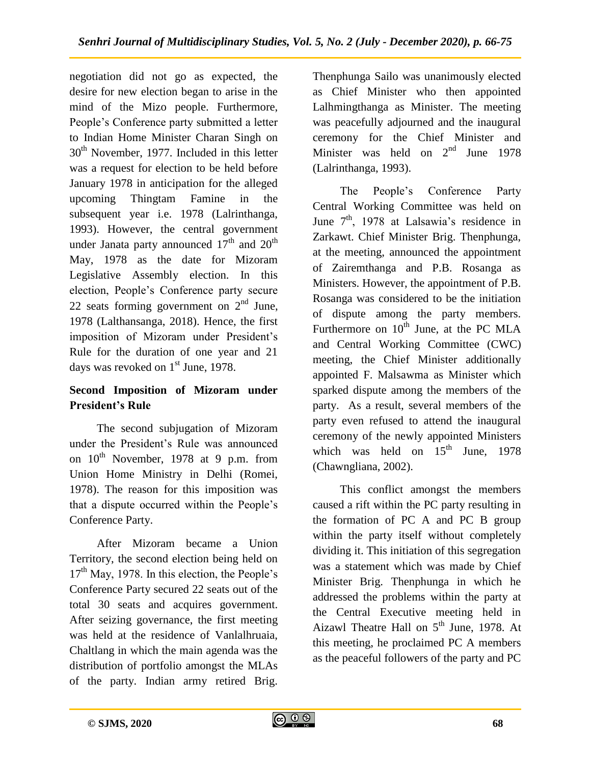negotiation did not go as expected, the desire for new election began to arise in the mind of the Mizo people. Furthermore, People's Conference party submitted a letter to Indian Home Minister Charan Singh on 30th November, 1977. Included in this letter was a request for election to be held before January 1978 in anticipation for the alleged upcoming Thingtam Famine in the subsequent year i.e. 1978 (Lalrinthanga, 1993). However, the central government under Janata party announced 17th and 20th May, 1978 as the date for Mizoram Legislative Assembly election. In this election, People's Conference party secure 22 seats forming government on 2nd June, 1978 (Lalthansanga, 2018). Hence, the first imposition of Mizoram under President's Rule for the duration of one year and 21 days was revoked on 1st June, 1978.

## Second Imposition of Mizoram under President's Rule

The second subjugation of Mizoram under the President's Rule was announced on 10th November, 1978 at 9 p.m. from Union Home Ministry in Delhi (Romei, 1978). The reason for this imposition was that a dispute occurred within the People's Conference Party.

After Mizoram became a Union Territory, the second election being held on 17th May, 1978. In this election, the People's Conference Party secured 22 seats out of the total 30 seats and acquires government. After seizing governance, the first meeting was held at the residence of Vanlalhruaia, Chaltlang in which the main agenda was the distribution of portfolio amongst the MLAs of the party. Indian army retired Brig. Thenphunga Sailo was unanimously elected as Chief Minister who then appointed Lalhmingthanga as Minister. The meeting was peacefully adjourned and the inaugural ceremony for the Chief Minister and Minister was held on 2nd June 1978 (Lalrinthanga, 1993).

The People's Conference Party Central Working Committee was held on June 7th, 1978 at Lalsawia's residence in Zarkawt. Chief Minister Brig. Thenphunga, at the meeting, announced the appointment of Zairemthanga and P.B. Rosanga as Ministers. However, the appointment of P.B. Rosanga was considered to be the initiation of dispute among the party members. Furthermore on 10th June, at the PC MLA and Central Working Committee (CWC) meeting, the Chief Minister additionally appointed F. Malsawma as Minister which sparked dispute among the members of the party. As a result, several members of the party even refused to attend the inaugural ceremony of the newly appointed Ministers which was held on 15th June, 1978 (Chawngliana, 2002).

This conflict amongst the members caused a rift within the PC party resulting in the formation of PC A and PC B group within the party itself without completely dividing it. This initiation of this segregation was a statement which was made by Chief Minister Brig. Thenphunga in which he addressed the problems within the party at the Central Executive meeting held in Aizawl Theatre Hall on 5th June, 1978. At this meeting, he proclaimed PC A members as the peaceful followers of the party and PC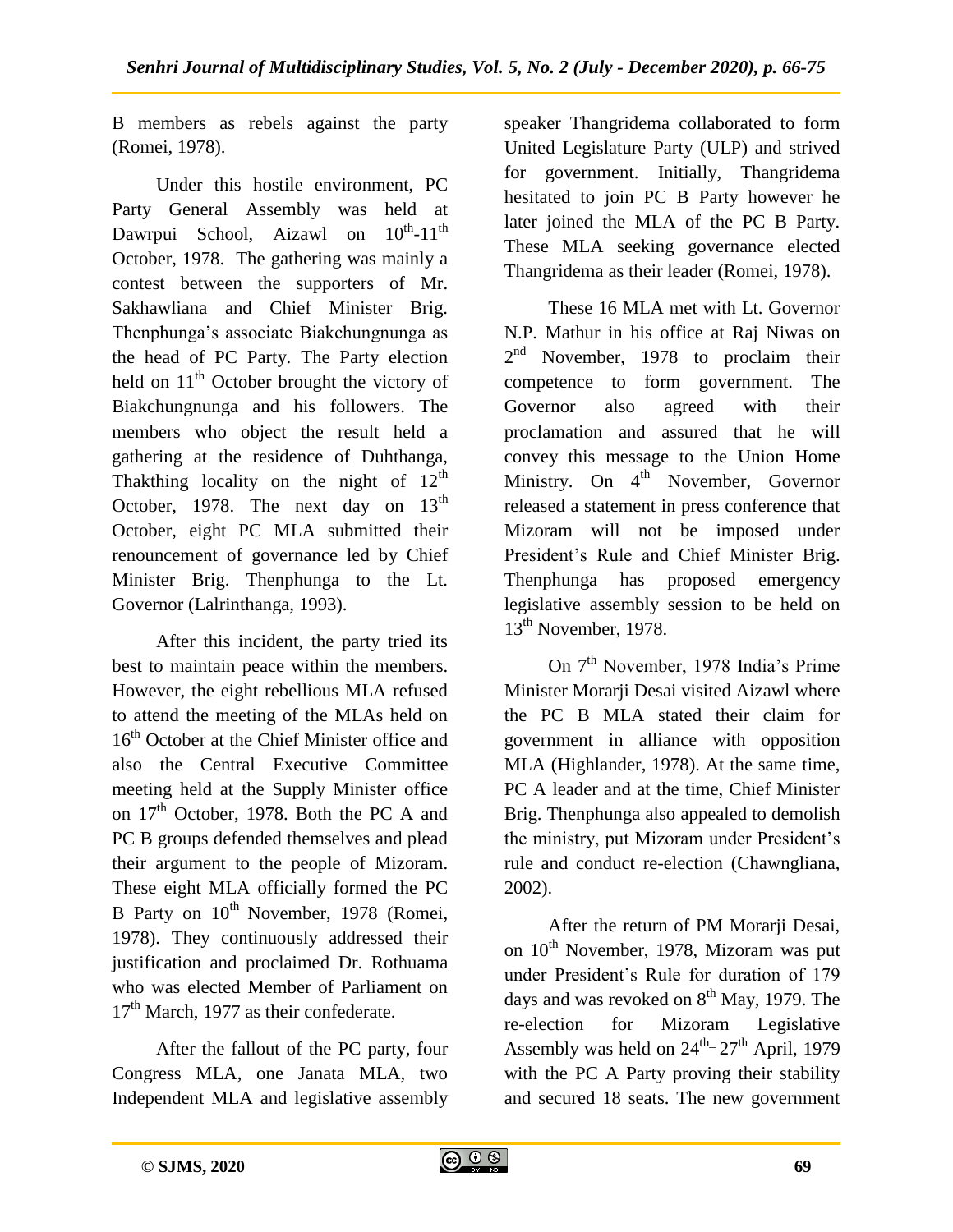B members as rebels against the party (Romei, 1978).

Under this hostile environment, PC Party General Assembly was held at Dawrpui School, Aizawl on 10th-11th October, 1978. The gathering was mainly a contest between the supporters of Mr. Sakhawliana and Chief Minister Brig. Thenphunga's associate Biakchungnunga as the head of PC Party. The Party election held on 11th October brought the victory of Biakchungnunga and his followers. The members who object the result held a gathering at the residence of Duhthanga, Thakthing locality on the night of 12th October, 1978. The next day on 13th October, eight PC MLA submitted their renouncement of governance led by Chief Minister Brig. Thenphunga to the Lt. Governor (Lalrinthanga, 1993).

After this incident, the party tried its best to maintain peace within the members. However, the eight rebellious MLA refused to attend the meeting of the MLAs held on 16th October at the Chief Minister office and also the Central Executive Committee meeting held at the Supply Minister office on 17th October, 1978. Both the PC A and PC B groups defended themselves and plead their argument to the people of Mizoram. These eight MLA officially formed the PC B Party on 10th November, 1978 (Romei, 1978). They continuously addressed their justification and proclaimed Dr. Rothuama who was elected Member of Parliament on 17th March, 1977 as their confederate.

After the fallout of the PC party, four Congress MLA, one Janata MLA, two Independent MLA and legislative assembly speaker Thangridema collaborated to form United Legislature Party (ULP) and strived for government. Initially, Thangridema hesitated to join PC B Party however he later joined the MLA of the PC B Party. These MLA seeking governance elected Thangridema as their leader (Romei, 1978).

These 16 MLA met with Lt. Governor N.P. Mathur in his office at Raj Niwas on 2nd November, 1978 to proclaim their competence to form government. The Governor also agreed with their proclamation and assured that he will convey this message to the Union Home Ministry. On 4th November, Governor released a statement in press conference that Mizoram will not be imposed under President's Rule and Chief Minister Brig. Thenphunga has proposed emergency legislative assembly session to be held on 13th November, 1978.

On 7th November, 1978 India's Prime Minister Morarji Desai visited Aizawl where the PC B MLA stated their claim for government in alliance with opposition MLA (Highlander, 1978). At the same time, PC A leader and at the time, Chief Minister Brig. Thenphunga also appealed to demolish the ministry, put Mizoram under President's rule and conduct re-election (Chawngliana, 2002).

After the return of PM Morarji Desai, on 10th November, 1978, Mizoram was put under President's Rule for duration of 179 days and was revoked on 8th May, 1979. The re-election for Mizoram Legislative Assembly was held on 24th- 27th April, 1979 with the PC A Party proving their stability and secured 18 seats. The new government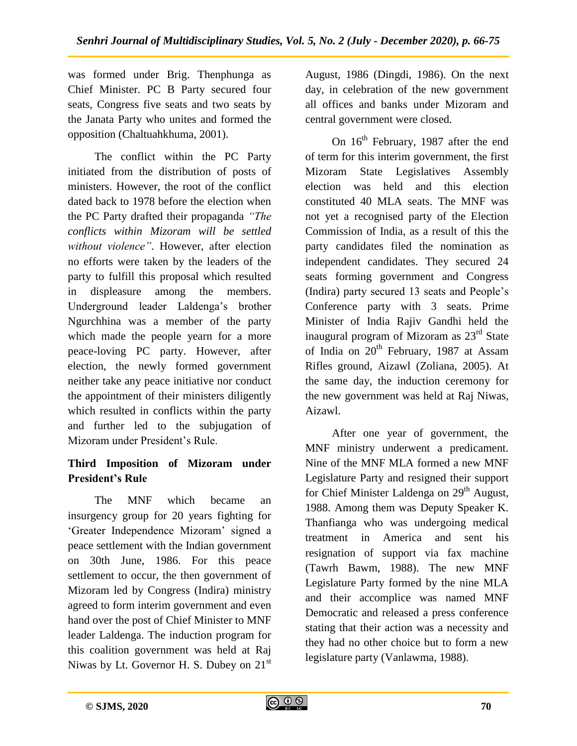was formed under Brig. Thenphunga as Chief Minister. PC B Party secured four seats, Congress five seats and two seats by the Janata Party who unites and formed the opposition (Chaltuahkhuma, 2001).

The conflict within the PC Party initiated from the distribution of posts of ministers. However, the root of the conflict dated back to 1978 before the election when the PC Party drafted their propaganda *"The conflicts within Mizoram will be settled without violence"*. However, after election no efforts were taken by the leaders of the party to fulfill this proposal which resulted in displeasure among the members. Underground leader Laldenga's brother Ngurchhina was a member of the party which made the people yearn for a more peace-loving PC party. However, after election, the newly formed government neither take any peace initiative nor conduct the appointment of their ministers diligently which resulted in conflicts within the party and further led to the subjugation of Mizoram under President's Rule.

## Third Imposition of Mizoram under President's Rule

The MNF which became an insurgency group for 20 years fighting for 'Greater Independence Mizoram' signed a peace settlement with the Indian government on 30th June, 1986. For this peace settlement to occur, the then government of Mizoram led by Congress (Indira) ministry agreed to form interim government and even hand over the post of Chief Minister to MNF leader Laldenga. The induction program for this coalition government was held at Raj Niwas by Lt. Governor H. S. Dubey on 21st August, 1986 (Dingdi, 1986). On the next day, in celebration of the new government all offices and banks under Mizoram and central government were closed.

On 16th February, 1987 after the end of term for this interim government, the first Mizoram State Legislatives Assembly election was held and this election constituted 40 MLA seats. The MNF was not yet a recognised party of the Election Commission of India, as a result of this the party candidates filed the nomination as independent candidates. They secured 24 seats forming government and Congress (Indira) party secured 13 seats and People's Conference party with 3 seats. Prime Minister of India Rajiv Gandhi held the inaugural program of Mizoram as 23rd State of India on 20th February, 1987 at Assam Rifles ground, Aizawl (Zoliana, 2005). At the same day, the induction ceremony for the new government was held at Raj Niwas, Aizawl.

After one year of government, the MNF ministry underwent a predicament. Nine of the MNF MLA formed a new MNF Legislature Party and resigned their support for Chief Minister Laldenga on 29th August, 1988. Among them was Deputy Speaker K. Thanfianga who was undergoing medical treatment in America and sent his resignation of support via fax machine (Tawrh Bawm, 1988). The new MNF Legislature Party formed by the nine MLA and their accomplice was named MNF Democratic and released a press conference stating that their action was a necessity and they had no other choice but to form a new legislature party (Vanlawma, 1988).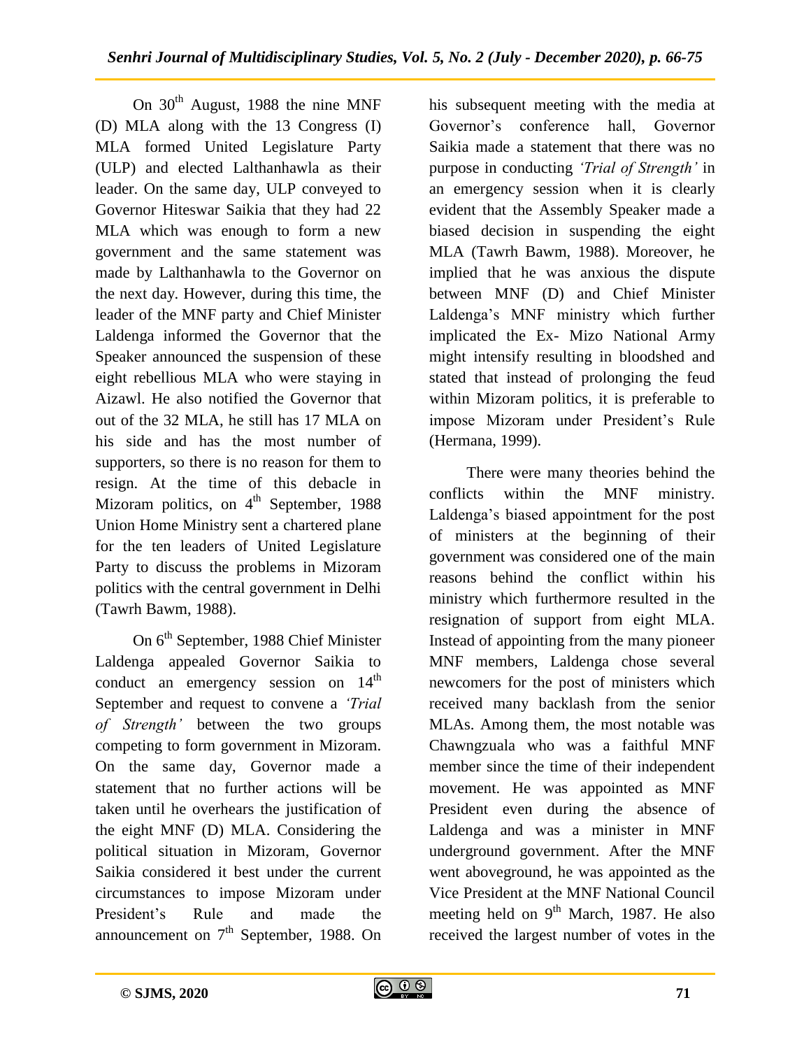On 30th August, 1988 the nine MNF (D) MLA along with the 13 Congress (I) MLA formed United Legislature Party (ULP) and elected Lalthanhawla as their leader. On the same day, ULP conveyed to Governor Hiteswar Saikia that they had 22 MLA which was enough to form a new government and the same statement was made by Lalthanhawla to the Governor on the next day. However, during this time, the leader of the MNF party and Chief Minister Laldenga informed the Governor that the Speaker announced the suspension of these eight rebellious MLA who were staying in Aizawl. He also notified the Governor that out of the 32 MLA, he still has 17 MLA on his side and has the most number of supporters, so there is no reason for them to resign. At the time of this debacle in Mizoram politics, on 4th September, 1988 Union Home Ministry sent a chartered plane for the ten leaders of United Legislature Party to discuss the problems in Mizoram politics with the central government in Delhi (Tawrh Bawm, 1988).

On 6th September, 1988 Chief Minister Laldenga appealed Governor Saikia to conduct an emergency session on 14th September and request to convene a *'Trial of Strength'* between the two groups competing to form government in Mizoram. On the same day, Governor made a statement that no further actions will be taken until he overhears the justification of the eight MNF (D) MLA. Considering the political situation in Mizoram, Governor Saikia considered it best under the current circumstances to impose Mizoram under President's Rule and made the announcement on 7th September, 1988. On his subsequent meeting with the media at Governor's conference hall, Governor Saikia made a statement that there was no purpose in conducting *'Trial of Strength'* in an emergency session when it is clearly evident that the Assembly Speaker made a biased decision in suspending the eight MLA (Tawrh Bawm, 1988). Moreover, he implied that he was anxious the dispute between MNF (D) and Chief Minister Laldenga's MNF ministry which further implicated the Ex- Mizo National Army might intensify resulting in bloodshed and stated that instead of prolonging the feud within Mizoram politics, it is preferable to impose Mizoram under President's Rule (Hermana, 1999).

There were many theories behind the conflicts within the MNF ministry. Laldenga's biased appointment for the post of ministers at the beginning of their government was considered one of the main reasons behind the conflict within his ministry which furthermore resulted in the resignation of support from eight MLA. Instead of appointing from the many pioneer MNF members, Laldenga chose several newcomers for the post of ministers which received many backlash from the senior MLAs. Among them, the most notable was Chawngzuala who was a faithful MNF member since the time of their independent movement. He was appointed as MNF President even during the absence of Laldenga and was a minister in MNF underground government. After the MNF went aboveground, he was appointed as the Vice President at the MNF National Council meeting held on 9th March, 1987. He also received the largest number of votes in the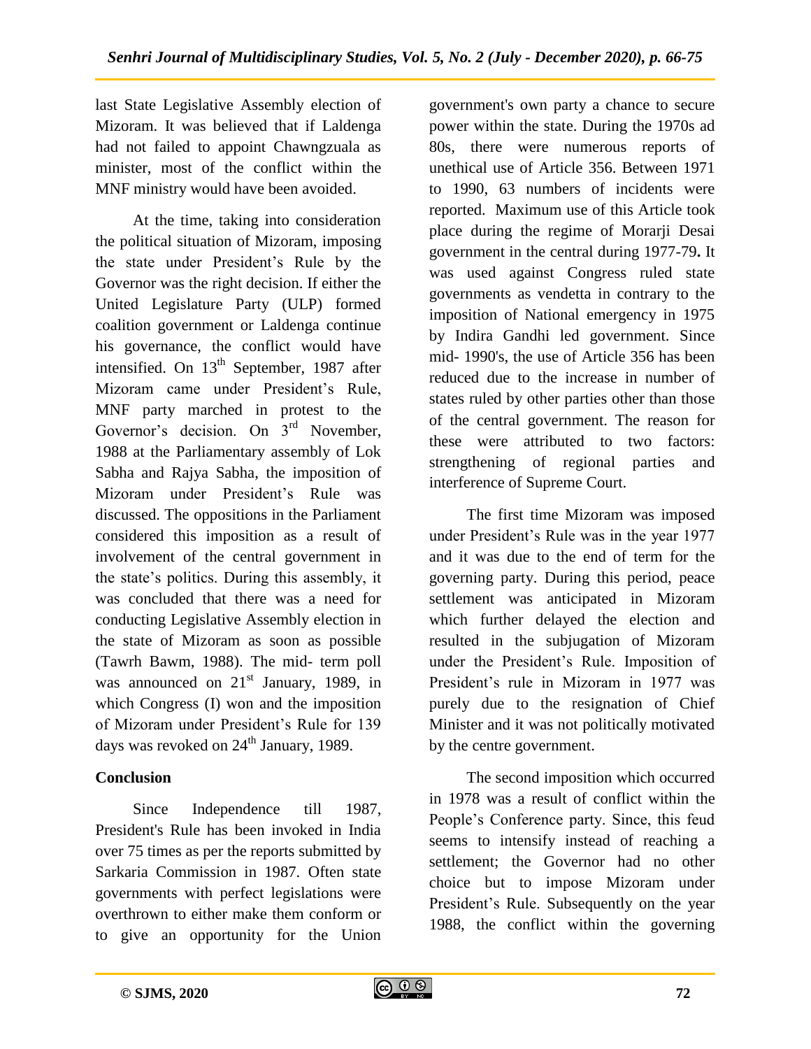last State Legislative Assembly election of Mizoram. It was believed that if Laldenga had not failed to appoint Chawngzuala as minister, most of the conflict within the MNF ministry would have been avoided.

At the time, taking into consideration the political situation of Mizoram, imposing the state under President's Rule by the Governor was the right decision. If either the United Legislature Party (ULP) formed coalition government or Laldenga continue his governance, the conflict would have intensified. On 13th September, 1987 after Mizoram came under President's Rule, MNF party marched in protest to the Governor's decision. On 3rd November, 1988 at the Parliamentary assembly of Lok Sabha and Rajya Sabha, the imposition of Mizoram under President's Rule was discussed. The oppositions in the Parliament considered this imposition as a result of involvement of the central government in the state's politics. During this assembly, it was concluded that there was a need for conducting Legislative Assembly election in the state of Mizoram as soon as possible (Tawrh Bawm, 1988). The mid- term poll was announced on 21st January, 1989, in which Congress (I) won and the imposition of Mizoram under President's Rule for 139 days was revoked on 24th January, 1989.

## Conclusion

Since Independence till 1987, President's Rule has been invoked in India over 75 times as per the reports submitted by Sarkaria Commission in 1987. Often state governments with perfect legislations were overthrown to either make them conform or to give an opportunity for the Union government's own party a chance to secure power within the state. During the 1970s ad 80s, there were numerous reports of unethical use of Article 356. Between 1971 to 1990, 63 numbers of incidents were reported. Maximum use of this Article took place during the regime of Morarji Desai government in the central during 1977-79**.** It was used against Congress ruled state governments as vendetta in contrary to the imposition of National emergency in 1975 by Indira Gandhi led government. Since mid- 1990's, the use of Article 356 has been reduced due to the increase in number of states ruled by other parties other than those of the central government. The reason for these were attributed to two factors: strengthening of regional parties and interference of Supreme Court.

The first time Mizoram was imposed under President's Rule was in the year 1977 and it was due to the end of term for the governing party. During this period, peace settlement was anticipated in Mizoram which further delayed the election and resulted in the subjugation of Mizoram under the President's Rule. Imposition of President's rule in Mizoram in 1977 was purely due to the resignation of Chief Minister and it was not politically motivated by the centre government.

The second imposition which occurred in 1978 was a result of conflict within the People's Conference party. Since, this feud seems to intensify instead of reaching a settlement; the Governor had no other choice but to impose Mizoram under President's Rule. Subsequently on the year 1988, the conflict within the governing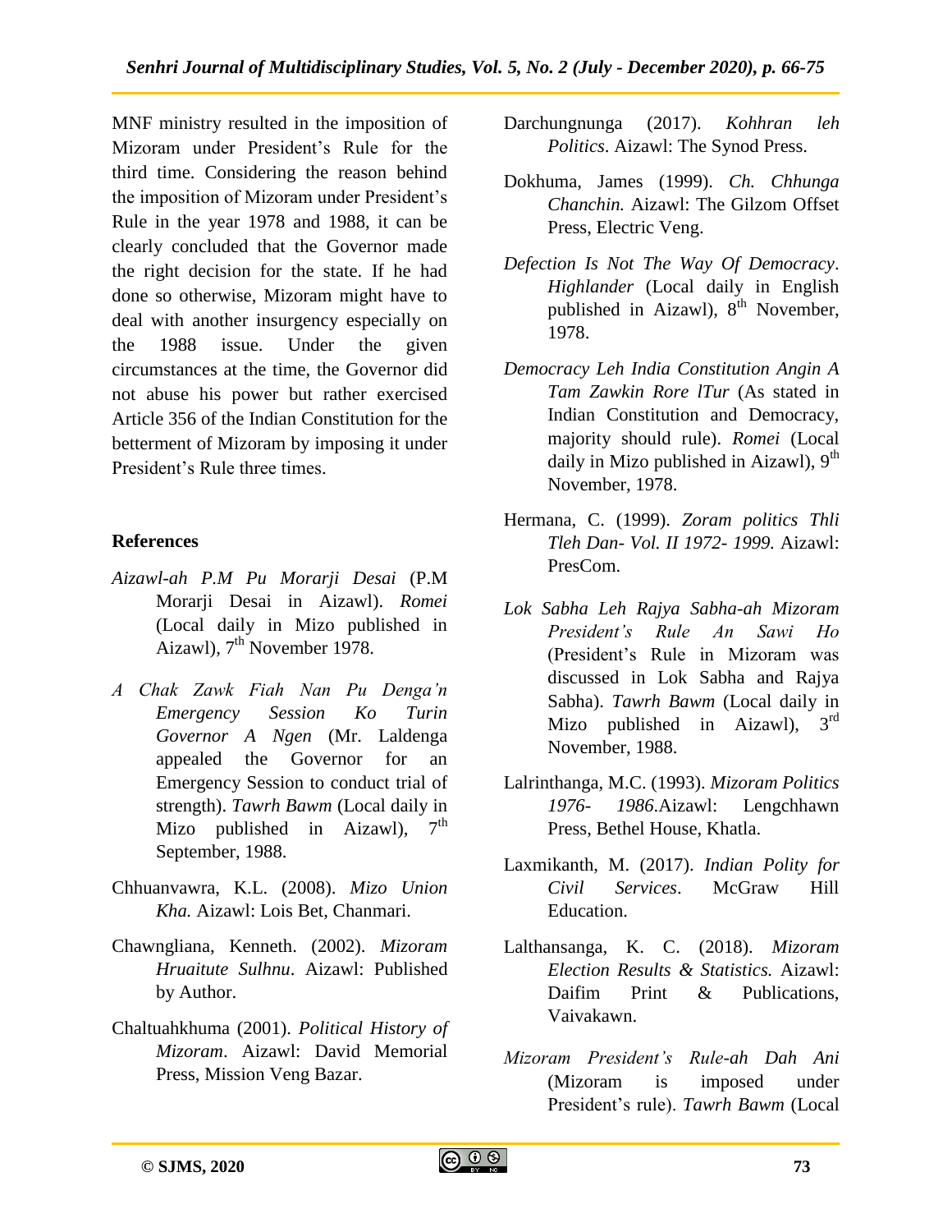MNF ministry resulted in the imposition of Mizoram under President's Rule for the third time. Considering the reason behind the imposition of Mizoram under President's Rule in the year 1978 and 1988, it can be clearly concluded that the Governor made the right decision for the state. If he had done so otherwise, Mizoram might have to deal with another insurgency especially on the 1988 issue. Under the given circumstances at the time, the Governor did not abuse his power but rather exercised Article 356 of the Indian Constitution for the betterment of Mizoram by imposing it under President's Rule three times.

## References

*Aizawl-ah P.M Pu Morarji Desai* (P.M Morarji Desai in Aizawl). *Romei* (Local daily in Mizo published in Aizawl), 7th November 1978.

*A Chak Zawk Fiah Nan Pu Denga'n Emergency Session Ko Turin Governor A Ngen* (Mr. Laldenga appealed the Governor for an Emergency Session to conduct trial of strength). *Tawrh Bawm* (Local daily in Mizo published in Aizawl), 7th September, 1988.

Chhuanvawra, K.L. (2008). *Mizo Union Kha.* Aizawl: Lois Bet, Chanmari.

Chawngliana, Kenneth. (2002). *Mizoram Hruaitute Sulhnu*. Aizawl: Published by Author.

Chaltuahkhuma (2001). *Political History of Mizoram*. Aizawl: David Memorial Press, Mission Veng Bazar.

Darchungnunga (2017). *Kohhran leh Politics*. Aizawl: The Synod Press.

Dokhuma, James (1999). *Ch. Chhunga Chanchin.* Aizawl: The Gilzom Offset Press, Electric Veng.

*Defection Is Not The Way Of Democracy*. *Highlander* (Local daily in English published in Aizawl), 8th November, 1978.

*Democracy Leh India Constitution Angin A Tam Zawkin Rore lTur* (As stated in Indian Constitution and Democracy, majority should rule). *Romei* (Local daily in Mizo published in Aizawl), 9th November, 1978.

Hermana, C. (1999). *Zoram politics Thli Tleh Dan- Vol. II 1972- 1999.* Aizawl: PresCom.

*Lok Sabha Leh Rajya Sabha-ah Mizoram President's Rule An Sawi Ho* (President's Rule in Mizoram was discussed in Lok Sabha and Rajya Sabha). *Tawrh Bawm* (Local daily in Mizo published in Aizawl), 3rd November, 1988.

Lalrinthanga, M.C. (1993). *Mizoram Politics 1976- 1986*.Aizawl: Lengchhawn Press, Bethel House, Khatla.

Laxmikanth, M. (2017). *Indian Polity for Civil Services*. McGraw Hill Education.

Lalthansanga, K. C. (2018). *Mizoram Election Results & Statistics.* Aizawl: Daifim Print & Publications, Vaivakawn.

*Mizoram President's Rule-ah Dah Ani* (Mizoram is imposed under President's rule). *Tawrh Bawm* (Local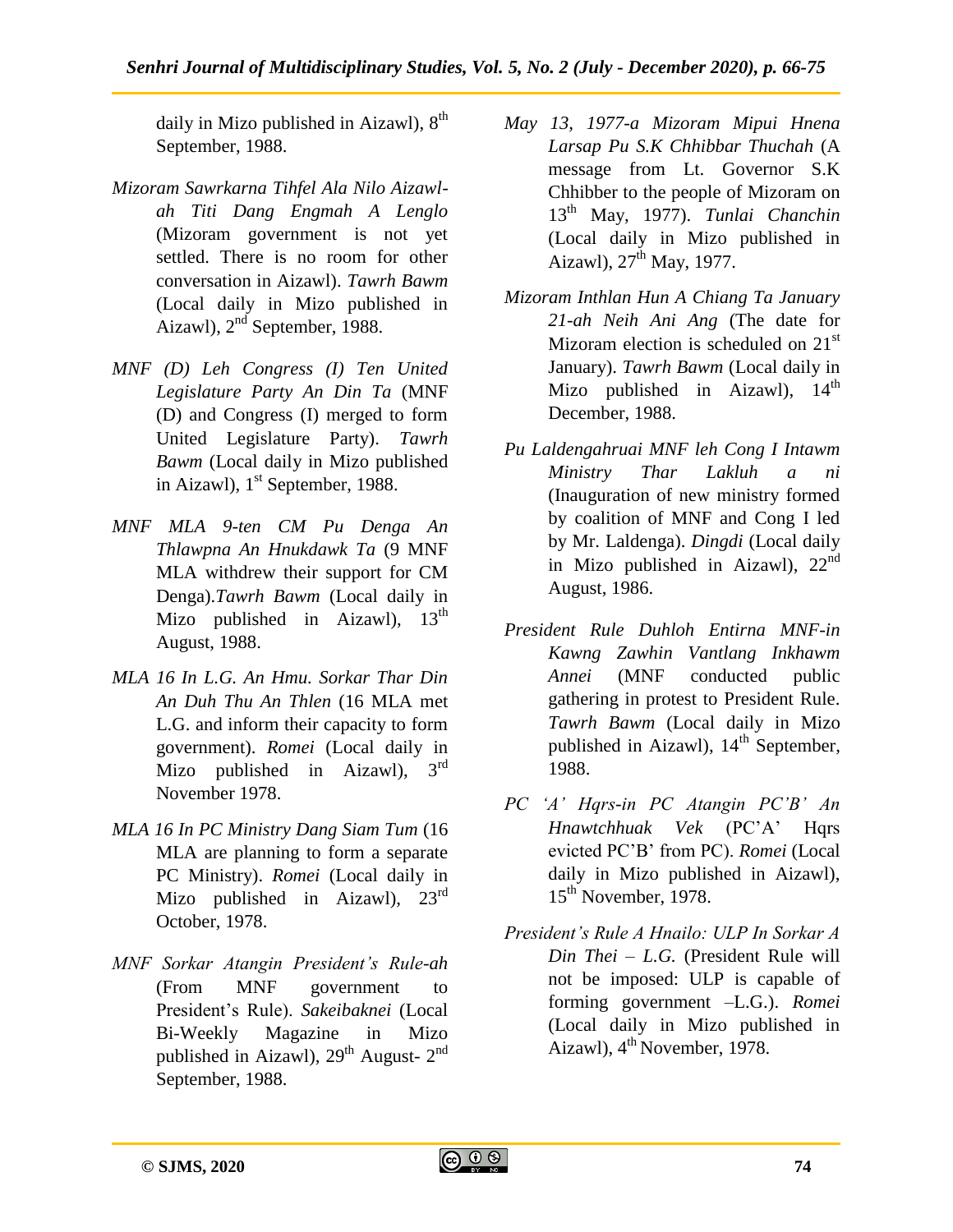daily in Mizo published in Aizawl), 8th September, 1988.

*Mizoram Sawrkarna Tihfel Ala Nilo Aizawl-ah Titi Dang Engmah A Lenglo* (Mizoram government is not yet settled. There is no room for other conversation in Aizawl). *Tawrh Bawm* (Local daily in Mizo published in Aizawl), 2nd September, 1988.

*MNF (D) Leh Congress (I) Ten United Legislature Party An Din Ta* (MNF (D) and Congress (I) merged to form United Legislature Party). *Tawrh Bawm* (Local daily in Mizo published in Aizawl), 1st September, 1988.

*MNF MLA 9-ten CM Pu Denga An Thlawpna An Hnukdawk Ta* (9 MNF MLA withdrew their support for CM Denga).*Tawrh Bawm* (Local daily in Mizo published in Aizawl), 13th August, 1988.

*MLA 16 In L.G. An Hmu. Sorkar Thar Din An Duh Thu An Thlen* (16 MLA met L.G. and inform their capacity to form government). *Romei* (Local daily in Mizo published in Aizawl), 3rd November 1978.

*MLA 16 In PC Ministry Dang Siam Tum* (16 MLA are planning to form a separate PC Ministry). *Romei* (Local daily in Mizo published in Aizawl), 23rd October, 1978.

*MNF Sorkar Atangin President's Rule-ah* (From MNF government to President's Rule). *Sakeibaknei* (Local Bi-Weekly Magazine in Mizo published in Aizawl), 29th August- 2nd September, 1988.

*May 13, 1977-a Mizoram Mipui Hnena Larsap Pu S.K Chhibbar Thuchah* (A message from Lt. Governor S.K Chhibber to the people of Mizoram on 13th May, 1977). *Tunlai Chanchin* (Local daily in Mizo published in Aizawl), 27th May, 1977.

*Mizoram Inthlan Hun A Chiang Ta January 21-ah Neih Ani Ang* (The date for Mizoram election is scheduled on 21st January). *Tawrh Bawm* (Local daily in Mizo published in Aizawl), 14th December, 1988.

*Pu Laldengahruai MNF leh Cong I Intawm Ministry Thar Lakluh a ni* (Inauguration of new ministry formed by coalition of MNF and Cong I led by Mr. Laldenga). *Dingdi* (Local daily in Mizo published in Aizawl), 22nd August, 1986.

*President Rule Duhloh Entirna MNF-in Kawng Zawhin Vantlang Inkhawm Annei* (MNF conducted public gathering in protest to President Rule. *Tawrh Bawm* (Local daily in Mizo published in Aizawl), 14th September, 1988.

*PC 'A' Hqrs-in PC Atangin PC'B' An Hnawtchhuak Vek* (PC'A' Hqrs evicted PC'B' from PC). *Romei* (Local daily in Mizo published in Aizawl), 15th November, 1978.

*President's Rule A Hnailo: ULP In Sorkar A Din Thei – L.G.* (President Rule will not be imposed: ULP is capable of forming government –L.G.). *Romei* (Local daily in Mizo published in Aizawl), 4th November, 1978.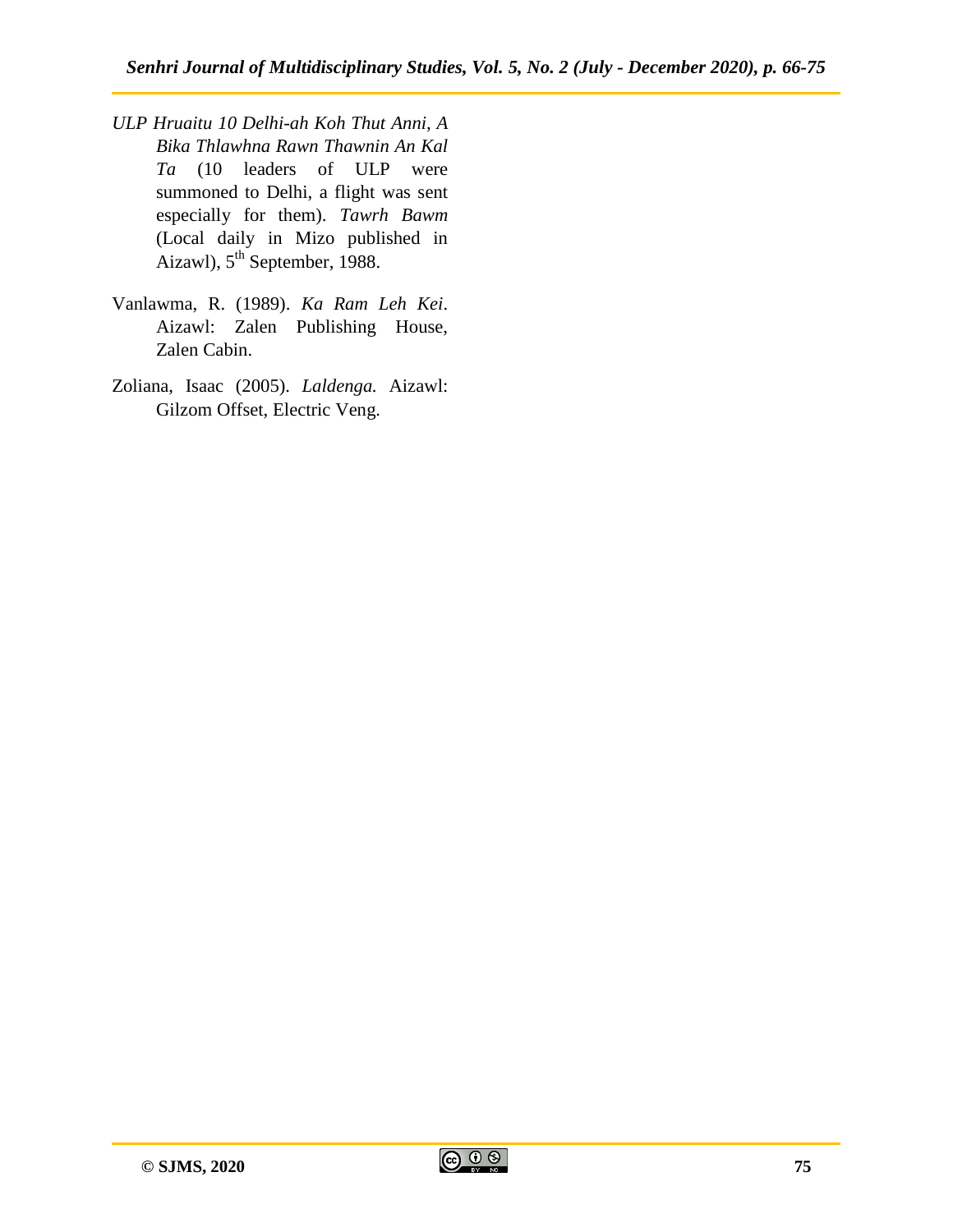*ULP Hruaitu 10 Delhi-ah Koh Thut Anni, A Bika Thlawhna Rawn Thawnin An Kal Ta* (10 leaders of ULP were summoned to Delhi, a flight was sent especially for them). *Tawrh Bawm* (Local daily in Mizo published in Aizawl), 5th September, 1988.

Vanlawma, R. (1989). *Ka Ram Leh Kei*. Aizawl: Zalen Publishing House, Zalen Cabin.

Zoliana, Isaac (2005). *Laldenga.* Aizawl: Gilzom Offset, Electric Veng.